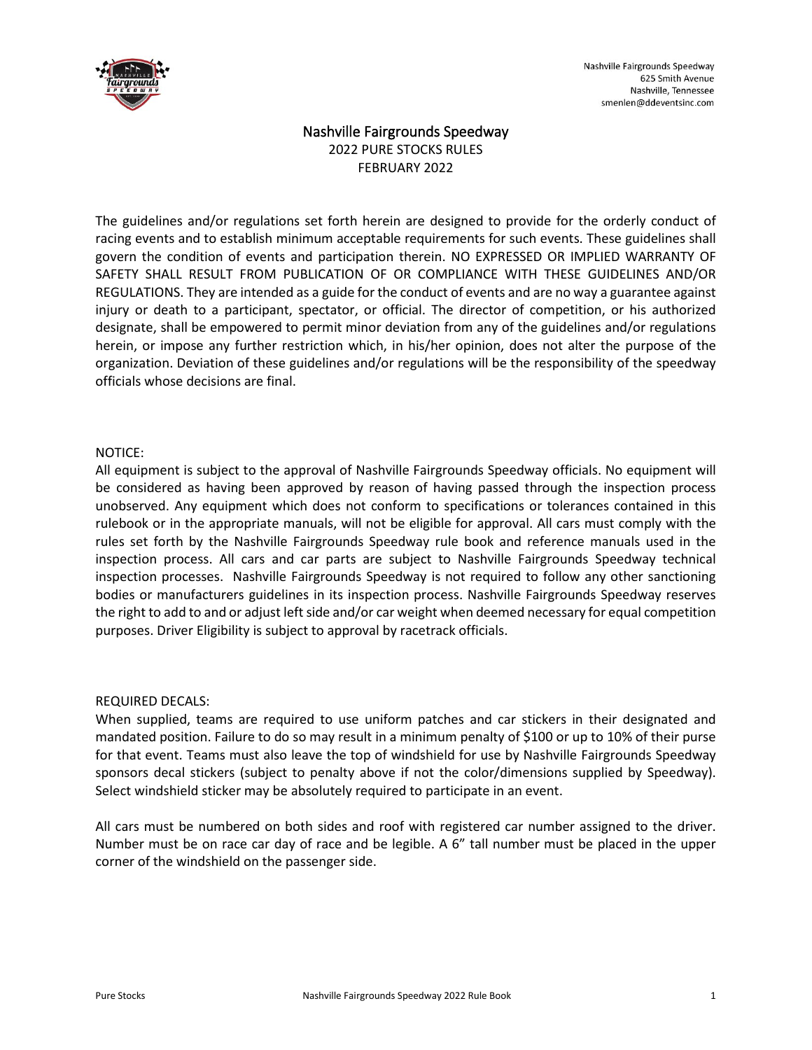Nashville Fairgrounds Speedway
625 Smith Avenue
Nashville, Tennessee
smenlen@ddeventsinc.com

# Nashville Fairgrounds Speedway

## 2022 PURE STOCKS RULES

FEBRUARY 2022

The guidelines and/or regulations set forth herein are designed to provide for the orderly conduct of racing events and to establish minimum acceptable requirements for such events. These guidelines shall govern the condition of events and participation therein. NO EXPRESSED OR IMPLIED WARRANTY OF SAFETY SHALL RESULT FROM PUBLICATION OF OR COMPLIANCE WITH THESE GUIDELINES AND/OR REGULATIONS. They are intended as a guide for the conduct of events and are no way a guarantee against injury or death to a participant, spectator, or official. The director of competition, or his authorized designate, shall be empowered to permit minor deviation from any of the guidelines and/or regulations herein, or impose any further restriction which, in his/her opinion, does not alter the purpose of the organization. Deviation of these guidelines and/or regulations will be the responsibility of the speedway officials whose decisions are final.

NOTICE:
All equipment is subject to the approval of Nashville Fairgrounds Speedway officials. No equipment will be considered as having been approved by reason of having passed through the inspection process unobserved. Any equipment which does not conform to specifications or tolerances contained in this rulebook or in the appropriate manuals, will not be eligible for approval. All cars must comply with the rules set forth by the Nashville Fairgrounds Speedway rule book and reference manuals used in the inspection process. All cars and car parts are subject to Nashville Fairgrounds Speedway technical inspection processes. Nashville Fairgrounds Speedway is not required to follow any other sanctioning bodies or manufacturers guidelines in its inspection process. Nashville Fairgrounds Speedway reserves the right to add to and or adjust left side and/or car weight when deemed necessary for equal competition purposes. Driver Eligibility is subject to approval by racetrack officials.

REQUIRED DECALS:
When supplied, teams are required to use uniform patches and car stickers in their designated and mandated position. Failure to do so may result in a minimum penalty of $100 or up to 10% of their purse for that event. Teams must also leave the top of windshield for use by Nashville Fairgrounds Speedway sponsors decal stickers (subject to penalty above if not the color/dimensions supplied by Speedway). Select windshield sticker may be absolutely required to participate in an event.

All cars must be numbered on both sides and roof with registered car number assigned to the driver. Number must be on race car day of race and be legible. A 6" tall number must be placed in the upper corner of the windshield on the passenger side.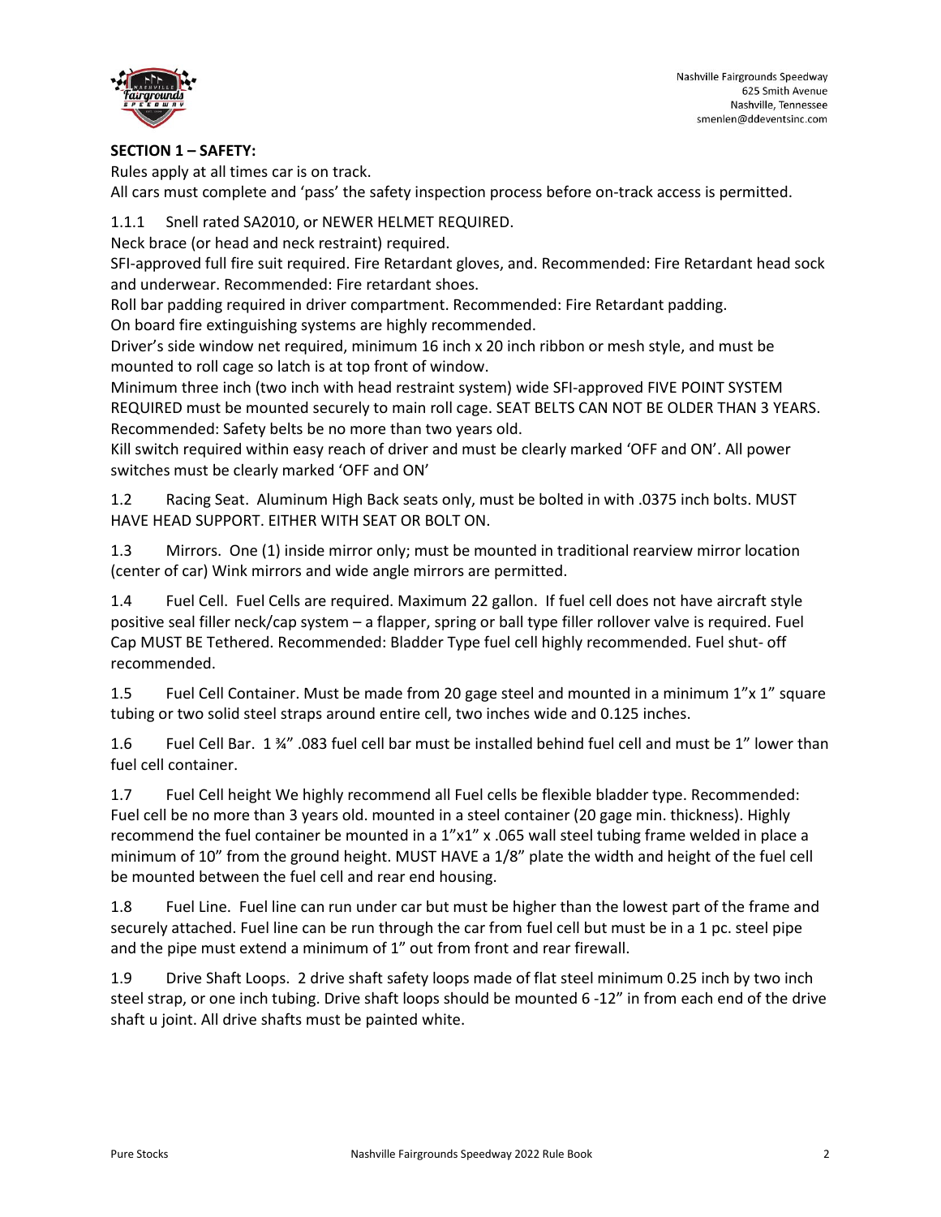**SECTION 1 – SAFETY:**

Rules apply at all times car is on track.
All cars must complete and 'pass' the safety inspection process before on-track access is permitted.

1.1.1 Snell rated SA2010, or NEWER HELMET REQUIRED.
Neck brace (or head and neck restraint) required.
SFI-approved full fire suit required. Fire Retardant gloves, and. Recommended: Fire Retardant head sock and underwear. Recommended: Fire retardant shoes.
Roll bar padding required in driver compartment. Recommended: Fire Retardant padding.
On board fire extinguishing systems are highly recommended.
Driver's side window net required, minimum 16 inch x 20 inch ribbon or mesh style, and must be mounted to roll cage so latch is at top front of window.
Minimum three inch (two inch with head restraint system) wide SFI-approved FIVE POINT SYSTEM REQUIRED must be mounted securely to main roll cage. SEAT BELTS CAN NOT BE OLDER THAN 3 YEARS. Recommended: Safety belts be no more than two years old.
Kill switch required within easy reach of driver and must be clearly marked 'OFF and ON'. All power switches must be clearly marked 'OFF and ON'

1.2 Racing Seat. Aluminum High Back seats only, must be bolted in with .0375 inch bolts. MUST HAVE HEAD SUPPORT. EITHER WITH SEAT OR BOLT ON.

1.3 Mirrors. One (1) inside mirror only; must be mounted in traditional rearview mirror location (center of car) Wink mirrors and wide angle mirrors are permitted.

1.4 Fuel Cell. Fuel Cells are required. Maximum 22 gallon. If fuel cell does not have aircraft style positive seal filler neck/cap system – a flapper, spring or ball type filler rollover valve is required. Fuel Cap MUST BE Tethered. Recommended: Bladder Type fuel cell highly recommended. Fuel shut- off recommended.

1.5 Fuel Cell Container. Must be made from 20 gage steel and mounted in a minimum 1"x 1" square tubing or two solid steel straps around entire cell, two inches wide and 0.125 inches.

1.6 Fuel Cell Bar. 1 ¾" .083 fuel cell bar must be installed behind fuel cell and must be 1" lower than fuel cell container.

1.7 Fuel Cell height We highly recommend all Fuel cells be flexible bladder type. Recommended: Fuel cell be no more than 3 years old. mounted in a steel container (20 gage min. thickness). Highly recommend the fuel container be mounted in a 1"x1" x .065 wall steel tubing frame welded in place a minimum of 10" from the ground height. MUST HAVE a 1/8" plate the width and height of the fuel cell be mounted between the fuel cell and rear end housing.

1.8 Fuel Line. Fuel line can run under car but must be higher than the lowest part of the frame and securely attached. Fuel line can be run through the car from fuel cell but must be in a 1 pc. steel pipe and the pipe must extend a minimum of 1" out from front and rear firewall.

1.9 Drive Shaft Loops. 2 drive shaft safety loops made of flat steel minimum 0.25 inch by two inch steel strap, or one inch tubing. Drive shaft loops should be mounted 6 -12" in from each end of the drive shaft u joint. All drive shafts must be painted white.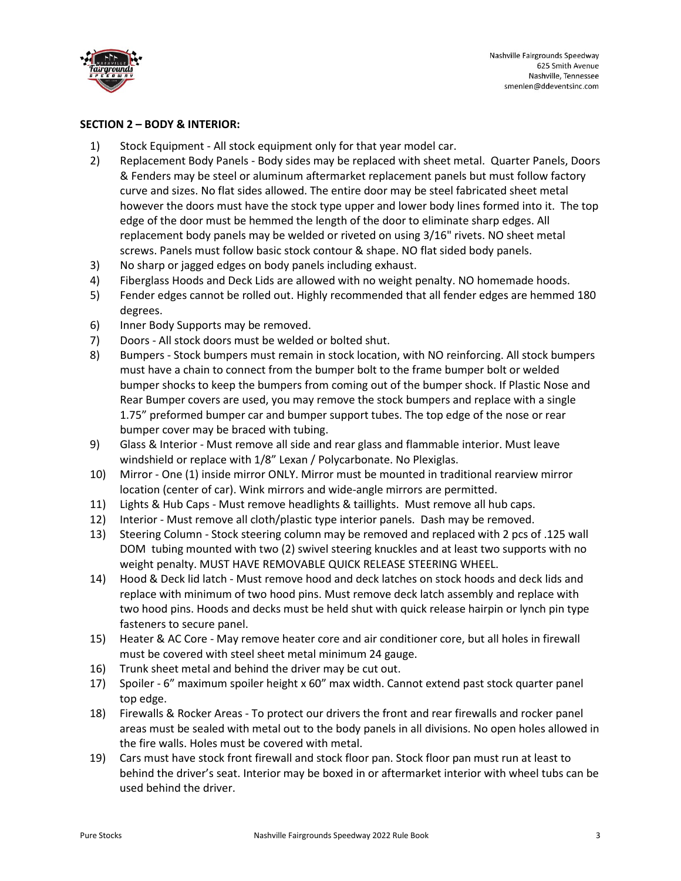**SECTION 2 – BODY & INTERIOR:**

1) Stock Equipment - All stock equipment only for that year model car.
2) Replacement Body Panels - Body sides may be replaced with sheet metal. Quarter Panels, Doors & Fenders may be steel or aluminum aftermarket replacement panels but must follow factory curve and sizes. No flat sides allowed. The entire door may be steel fabricated sheet metal however the doors must have the stock type upper and lower body lines formed into it. The top edge of the door must be hemmed the length of the door to eliminate sharp edges. All replacement body panels may be welded or riveted on using 3/16" rivets. NO sheet metal screws. Panels must follow basic stock contour & shape. NO flat sided body panels.
3) No sharp or jagged edges on body panels including exhaust.
4) Fiberglass Hoods and Deck Lids are allowed with no weight penalty. NO homemade hoods.
5) Fender edges cannot be rolled out. Highly recommended that all fender edges are hemmed 180 degrees.
6) Inner Body Supports may be removed.
7) Doors - All stock doors must be welded or bolted shut.
8) Bumpers - Stock bumpers must remain in stock location, with NO reinforcing. All stock bumpers must have a chain to connect from the bumper bolt to the frame bumper bolt or welded bumper shocks to keep the bumpers from coming out of the bumper shock. If Plastic Nose and Rear Bumper covers are used, you may remove the stock bumpers and replace with a single 1.75" preformed bumper car and bumper support tubes. The top edge of the nose or rear bumper cover may be braced with tubing.
9) Glass & Interior - Must remove all side and rear glass and flammable interior. Must leave windshield or replace with 1/8" Lexan / Polycarbonate. No Plexiglas.
10) Mirror - One (1) inside mirror ONLY. Mirror must be mounted in traditional rearview mirror location (center of car). Wink mirrors and wide-angle mirrors are permitted.
11) Lights & Hub Caps - Must remove headlights & taillights. Must remove all hub caps.
12) Interior - Must remove all cloth/plastic type interior panels. Dash may be removed.
13) Steering Column - Stock steering column may be removed and replaced with 2 pcs of .125 wall DOM tubing mounted with two (2) swivel steering knuckles and at least two supports with no weight penalty. MUST HAVE REMOVABLE QUICK RELEASE STEERING WHEEL.
14) Hood & Deck lid latch - Must remove hood and deck latches on stock hoods and deck lids and replace with minimum of two hood pins. Must remove deck latch assembly and replace with two hood pins. Hoods and decks must be held shut with quick release hairpin or lynch pin type fasteners to secure panel.
15) Heater & AC Core - May remove heater core and air conditioner core, but all holes in firewall must be covered with steel sheet metal minimum 24 gauge.
16) Trunk sheet metal and behind the driver may be cut out.
17) Spoiler - 6" maximum spoiler height x 60" max width. Cannot extend past stock quarter panel top edge.
18) Firewalls & Rocker Areas - To protect our drivers the front and rear firewalls and rocker panel areas must be sealed with metal out to the body panels in all divisions. No open holes allowed in the fire walls. Holes must be covered with metal.
19) Cars must have stock front firewall and stock floor pan. Stock floor pan must run at least to behind the driver's seat. Interior may be boxed in or aftermarket interior with wheel tubs can be used behind the driver.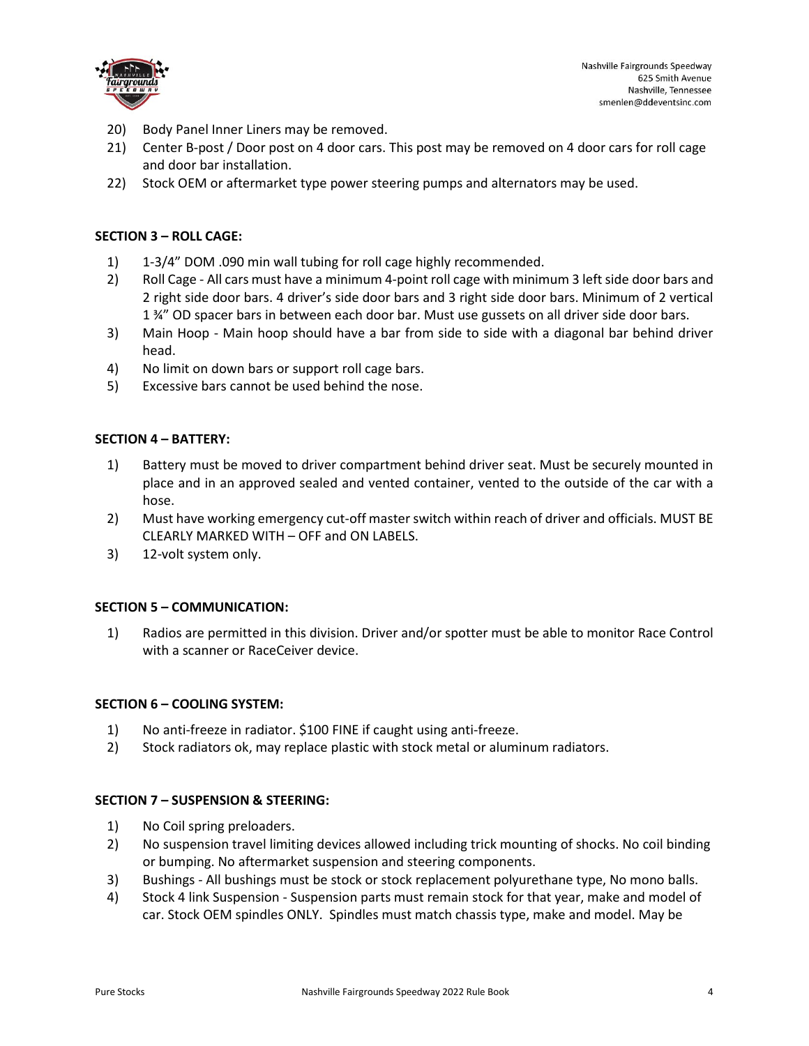20) Body Panel Inner Liners may be removed.
21) Center B-post / Door post on 4 door cars. This post may be removed on 4 door cars for roll cage and door bar installation.
22) Stock OEM or aftermarket type power steering pumps and alternators may be used.

**SECTION 3 – ROLL CAGE:**

1) 1-3/4" DOM .090 min wall tubing for roll cage highly recommended.
2) Roll Cage - All cars must have a minimum 4-point roll cage with minimum 3 left side door bars and 2 right side door bars. 4 driver's side door bars and 3 right side door bars. Minimum of 2 vertical 1 ¾" OD spacer bars in between each door bar. Must use gussets on all driver side door bars.
3) Main Hoop - Main hoop should have a bar from side to side with a diagonal bar behind driver head.
4) No limit on down bars or support roll cage bars.
5) Excessive bars cannot be used behind the nose.

**SECTION 4 – BATTERY:**

1) Battery must be moved to driver compartment behind driver seat. Must be securely mounted in place and in an approved sealed and vented container, vented to the outside of the car with a hose.
2) Must have working emergency cut-off master switch within reach of driver and officials. MUST BE CLEARLY MARKED WITH – OFF and ON LABELS.
3) 12-volt system only.

**SECTION 5 – COMMUNICATION:**

1) Radios are permitted in this division. Driver and/or spotter must be able to monitor Race Control with a scanner or RaceCeiver device.

**SECTION 6 – COOLING SYSTEM:**

1) No anti-freeze in radiator. $100 FINE if caught using anti-freeze.
2) Stock radiators ok, may replace plastic with stock metal or aluminum radiators.

**SECTION 7 – SUSPENSION & STEERING:**

1) No Coil spring preloaders.
2) No suspension travel limiting devices allowed including trick mounting of shocks. No coil binding or bumping. No aftermarket suspension and steering components.
3) Bushings - All bushings must be stock or stock replacement polyurethane type, No mono balls.
4) Stock 4 link Suspension - Suspension parts must remain stock for that year, make and model of car. Stock OEM spindles ONLY. Spindles must match chassis type, make and model. May be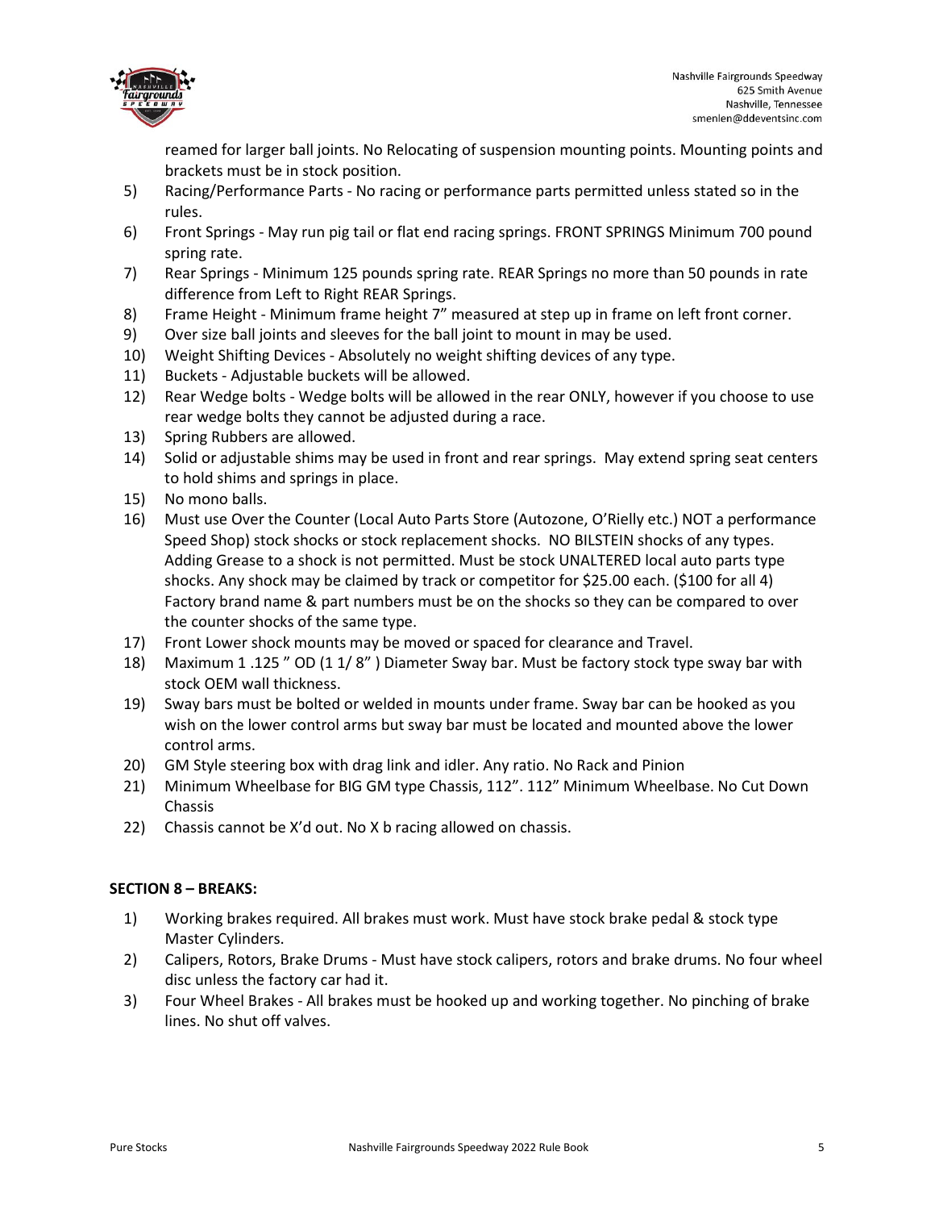reamed for larger ball joints. No Relocating of suspension mounting points. Mounting points and brackets must be in stock position.

5) Racing/Performance Parts - No racing or performance parts permitted unless stated so in the rules.
6) Front Springs - May run pig tail or flat end racing springs. FRONT SPRINGS Minimum 700 pound spring rate.
7) Rear Springs - Minimum 125 pounds spring rate. REAR Springs no more than 50 pounds in rate difference from Left to Right REAR Springs.
8) Frame Height - Minimum frame height 7" measured at step up in frame on left front corner.
9) Over size ball joints and sleeves for the ball joint to mount in may be used.
10) Weight Shifting Devices - Absolutely no weight shifting devices of any type.
11) Buckets - Adjustable buckets will be allowed.
12) Rear Wedge bolts - Wedge bolts will be allowed in the rear ONLY, however if you choose to use rear wedge bolts they cannot be adjusted during a race.
13) Spring Rubbers are allowed.
14) Solid or adjustable shims may be used in front and rear springs. May extend spring seat centers to hold shims and springs in place.
15) No mono balls.
16) Must use Over the Counter (Local Auto Parts Store (Autozone, O'Rielly etc.) NOT a performance Speed Shop) stock shocks or stock replacement shocks. NO BILSTEIN shocks of any types. Adding Grease to a shock is not permitted. Must be stock UNALTERED local auto parts type shocks. Any shock may be claimed by track or competitor for $25.00 each. ($100 for all 4) Factory brand name & part numbers must be on the shocks so they can be compared to over the counter shocks of the same type.
17) Front Lower shock mounts may be moved or spaced for clearance and Travel.
18) Maximum 1 .125 " OD (1 1/ 8" ) Diameter Sway bar. Must be factory stock type sway bar with stock OEM wall thickness.
19) Sway bars must be bolted or welded in mounts under frame. Sway bar can be hooked as you wish on the lower control arms but sway bar must be located and mounted above the lower control arms.
20) GM Style steering box with drag link and idler. Any ratio. No Rack and Pinion
21) Minimum Wheelbase for BIG GM type Chassis, 112". 112" Minimum Wheelbase. No Cut Down Chassis
22) Chassis cannot be X'd out. No X b racing allowed on chassis.

**SECTION 8 – BREAKS:**

1) Working brakes required. All brakes must work. Must have stock brake pedal & stock type Master Cylinders.
2) Calipers, Rotors, Brake Drums - Must have stock calipers, rotors and brake drums. No four wheel disc unless the factory car had it.
3) Four Wheel Brakes - All brakes must be hooked up and working together. No pinching of brake lines. No shut off valves.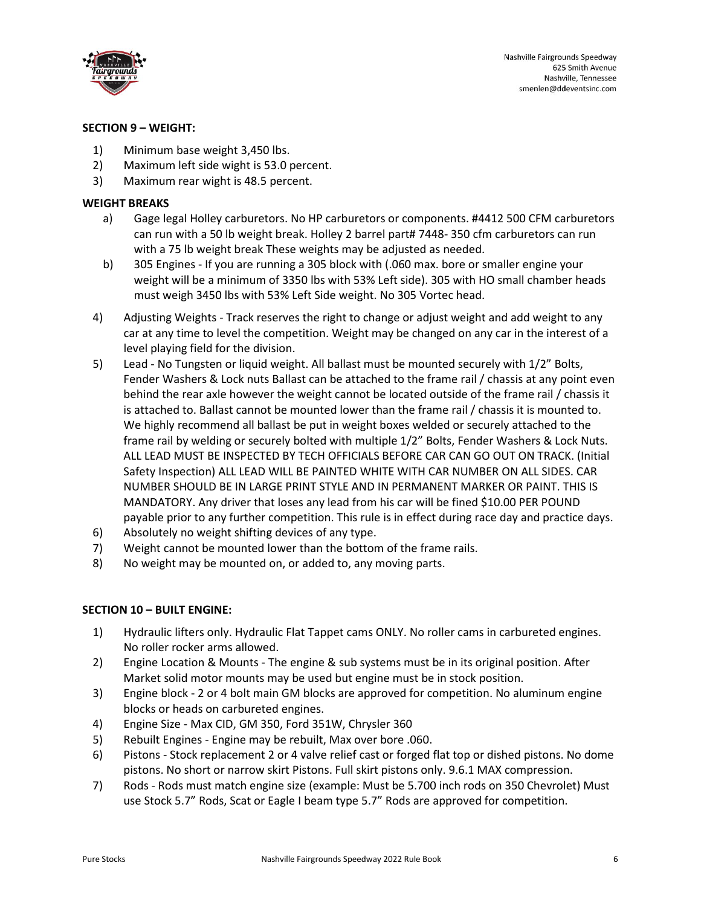## SECTION 9 – WEIGHT:

1) Minimum base weight 3,450 lbs.
2) Maximum left side wight is 53.0 percent.
3) Maximum rear wight is 48.5 percent.

### WEIGHT BREAKS

a) Gage legal Holley carburetors. No HP carburetors or components. #4412 500 CFM carburetors can run with a 50 lb weight break. Holley 2 barrel part# 7448- 350 cfm carburetors can run with a 75 lb weight break These weights may be adjusted as needed.

b) 305 Engines - If you are running a 305 block with (.060 max. bore or smaller engine your weight will be a minimum of 3350 lbs with 53% Left side). 305 with HO small chamber heads must weigh 3450 lbs with 53% Left Side weight. No 305 Vortec head.

4) Adjusting Weights - Track reserves the right to change or adjust weight and add weight to any car at any time to level the competition. Weight may be changed on any car in the interest of a level playing field for the division.
5) Lead - No Tungsten or liquid weight. All ballast must be mounted securely with 1/2" Bolts, Fender Washers & Lock nuts Ballast can be attached to the frame rail / chassis at any point even behind the rear axle however the weight cannot be located outside of the frame rail / chassis it is attached to. Ballast cannot be mounted lower than the frame rail / chassis it is mounted to. We highly recommend all ballast be put in weight boxes welded or securely attached to the frame rail by welding or securely bolted with multiple 1/2" Bolts, Fender Washers & Lock Nuts. ALL LEAD MUST BE INSPECTED BY TECH OFFICIALS BEFORE CAR CAN GO OUT ON TRACK. (Initial Safety Inspection) ALL LEAD WILL BE PAINTED WHITE WITH CAR NUMBER ON ALL SIDES. CAR NUMBER SHOULD BE IN LARGE PRINT STYLE AND IN PERMANENT MARKER OR PAINT. THIS IS MANDATORY. Any driver that loses any lead from his car will be fined $10.00 PER POUND payable prior to any further competition. This rule is in effect during race day and practice days.
6) Absolutely no weight shifting devices of any type.
7) Weight cannot be mounted lower than the bottom of the frame rails.
8) No weight may be mounted on, or added to, any moving parts.

## SECTION 10 – BUILT ENGINE:

1) Hydraulic lifters only. Hydraulic Flat Tappet cams ONLY. No roller cams in carbureted engines. No roller rocker arms allowed.
2) Engine Location & Mounts - The engine & sub systems must be in its original position. After Market solid motor mounts may be used but engine must be in stock position.
3) Engine block - 2 or 4 bolt main GM blocks are approved for competition. No aluminum engine blocks or heads on carbureted engines.
4) Engine Size - Max CID, GM 350, Ford 351W, Chrysler 360
5) Rebuilt Engines - Engine may be rebuilt, Max over bore .060.
6) Pistons - Stock replacement 2 or 4 valve relief cast or forged flat top or dished pistons. No dome pistons. No short or narrow skirt Pistons. Full skirt pistons only. 9.6.1 MAX compression.
7) Rods - Rods must match engine size (example: Must be 5.700 inch rods on 350 Chevrolet) Must use Stock 5.7" Rods, Scat or Eagle I beam type 5.7" Rods are approved for competition.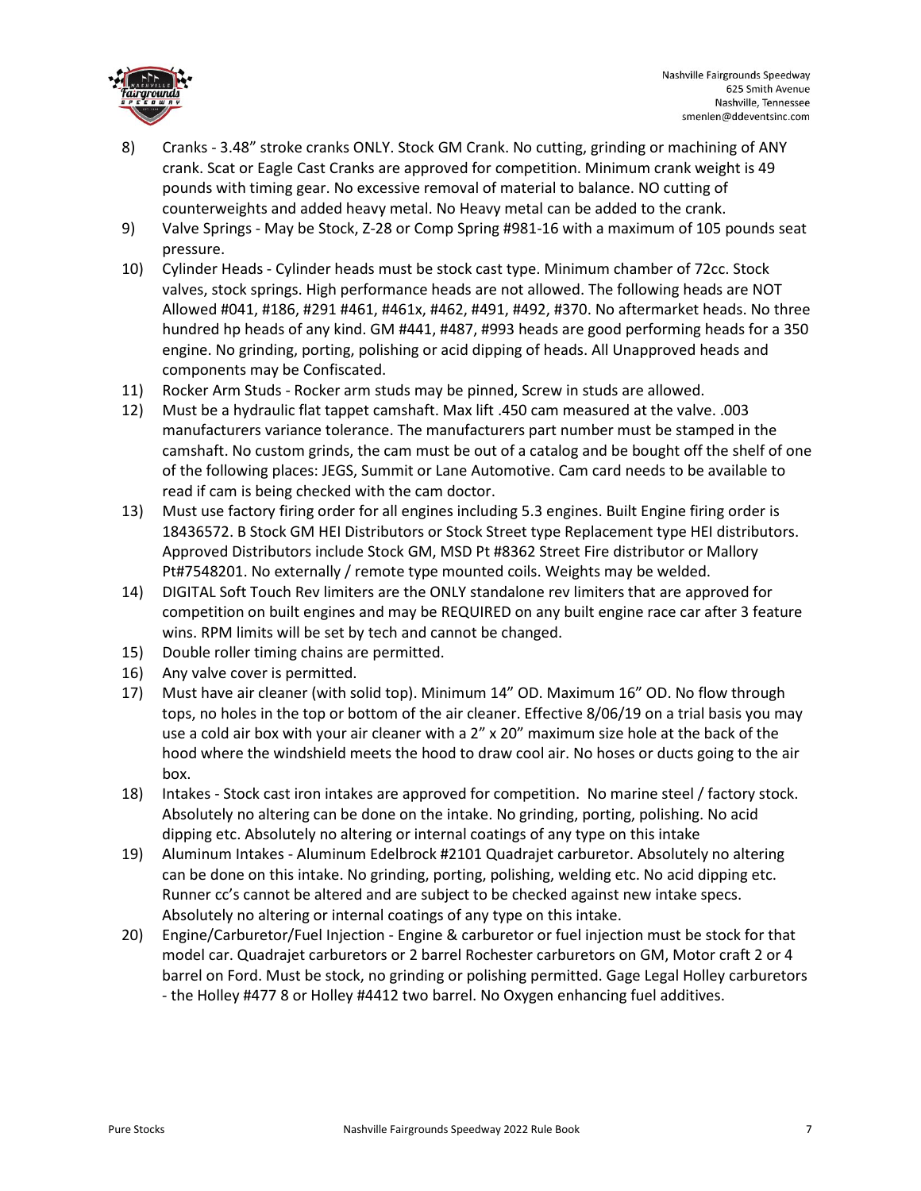8) Cranks - 3.48" stroke cranks ONLY. Stock GM Crank. No cutting, grinding or machining of ANY crank. Scat or Eagle Cast Cranks are approved for competition. Minimum crank weight is 49 pounds with timing gear. No excessive removal of material to balance. NO cutting of counterweights and added heavy metal. No Heavy metal can be added to the crank.
9) Valve Springs - May be Stock, Z-28 or Comp Spring #981-16 with a maximum of 105 pounds seat pressure.
10) Cylinder Heads - Cylinder heads must be stock cast type. Minimum chamber of 72cc. Stock valves, stock springs. High performance heads are not allowed. The following heads are NOT Allowed #041, #186, #291 #461, #461x, #462, #491, #492, #370. No aftermarket heads. No three hundred hp heads of any kind. GM #441, #487, #993 heads are good performing heads for a 350 engine. No grinding, porting, polishing or acid dipping of heads. All Unapproved heads and components may be Confiscated.
11) Rocker Arm Studs - Rocker arm studs may be pinned, Screw in studs are allowed.
12) Must be a hydraulic flat tappet camshaft. Max lift .450 cam measured at the valve. .003 manufacturers variance tolerance. The manufacturers part number must be stamped in the camshaft. No custom grinds, the cam must be out of a catalog and be bought off the shelf of one of the following places: JEGS, Summit or Lane Automotive. Cam card needs to be available to read if cam is being checked with the cam doctor.
13) Must use factory firing order for all engines including 5.3 engines. Built Engine firing order is 18436572. B Stock GM HEI Distributors or Stock Street type Replacement type HEI distributors. Approved Distributors include Stock GM, MSD Pt #8362 Street Fire distributor or Mallory Pt#7548201. No externally / remote type mounted coils. Weights may be welded.
14) DIGITAL Soft Touch Rev limiters are the ONLY standalone rev limiters that are approved for competition on built engines and may be REQUIRED on any built engine race car after 3 feature wins. RPM limits will be set by tech and cannot be changed.
15) Double roller timing chains are permitted.
16) Any valve cover is permitted.
17) Must have air cleaner (with solid top). Minimum 14" OD. Maximum 16" OD. No flow through tops, no holes in the top or bottom of the air cleaner. Effective 8/06/19 on a trial basis you may use a cold air box with your air cleaner with a 2" x 20" maximum size hole at the back of the hood where the windshield meets the hood to draw cool air. No hoses or ducts going to the air box.
18) Intakes - Stock cast iron intakes are approved for competition. No marine steel / factory stock. Absolutely no altering can be done on the intake. No grinding, porting, polishing. No acid dipping etc. Absolutely no altering or internal coatings of any type on this intake
19) Aluminum Intakes - Aluminum Edelbrock #2101 Quadrajet carburetor. Absolutely no altering can be done on this intake. No grinding, porting, polishing, welding etc. No acid dipping etc. Runner cc's cannot be altered and are subject to be checked against new intake specs. Absolutely no altering or internal coatings of any type on this intake.
20) Engine/Carburetor/Fuel Injection - Engine & carburetor or fuel injection must be stock for that model car. Quadrajet carburetors or 2 barrel Rochester carburetors on GM, Motor craft 2 or 4 barrel on Ford. Must be stock, no grinding or polishing permitted. Gage Legal Holley carburetors - the Holley #477 8 or Holley #4412 two barrel. No Oxygen enhancing fuel additives.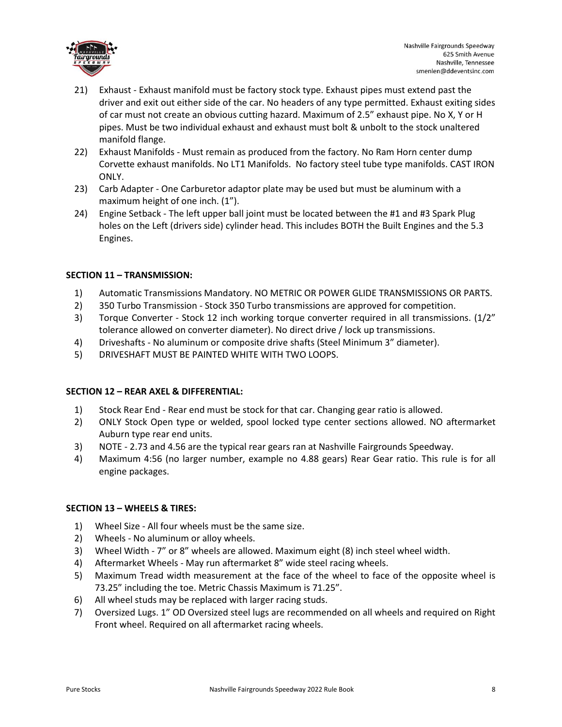21) Exhaust - Exhaust manifold must be factory stock type. Exhaust pipes must extend past the driver and exit out either side of the car. No headers of any type permitted. Exhaust exiting sides of car must not create an obvious cutting hazard. Maximum of 2.5" exhaust pipe. No X, Y or H pipes. Must be two individual exhaust and exhaust must bolt & unbolt to the stock unaltered manifold flange.
22) Exhaust Manifolds - Must remain as produced from the factory. No Ram Horn center dump Corvette exhaust manifolds. No LT1 Manifolds. No factory steel tube type manifolds. CAST IRON ONLY.
23) Carb Adapter - One Carburetor adaptor plate may be used but must be aluminum with a maximum height of one inch. (1").
24) Engine Setback - The left upper ball joint must be located between the #1 and #3 Spark Plug holes on the Left (drivers side) cylinder head. This includes BOTH the Built Engines and the 5.3 Engines.

**SECTION 11 – TRANSMISSION:**

1) Automatic Transmissions Mandatory. NO METRIC OR POWER GLIDE TRANSMISSIONS OR PARTS.
2) 350 Turbo Transmission - Stock 350 Turbo transmissions are approved for competition.
3) Torque Converter - Stock 12 inch working torque converter required in all transmissions. (1/2" tolerance allowed on converter diameter). No direct drive / lock up transmissions.
4) Driveshafts - No aluminum or composite drive shafts (Steel Minimum 3" diameter).
5) DRIVESHAFT MUST BE PAINTED WHITE WITH TWO LOOPS.

**SECTION 12 – REAR AXEL & DIFFERENTIAL:**

1) Stock Rear End - Rear end must be stock for that car. Changing gear ratio is allowed.
2) ONLY Stock Open type or welded, spool locked type center sections allowed. NO aftermarket Auburn type rear end units.
3) NOTE - 2.73 and 4.56 are the typical rear gears ran at Nashville Fairgrounds Speedway.
4) Maximum 4:56 (no larger number, example no 4.88 gears) Rear Gear ratio. This rule is for all engine packages.

**SECTION 13 – WHEELS & TIRES:**

1) Wheel Size - All four wheels must be the same size.
2) Wheels - No aluminum or alloy wheels.
3) Wheel Width - 7" or 8" wheels are allowed. Maximum eight (8) inch steel wheel width.
4) Aftermarket Wheels - May run aftermarket 8" wide steel racing wheels.
5) Maximum Tread width measurement at the face of the wheel to face of the opposite wheel is 73.25" including the toe. Metric Chassis Maximum is 71.25".
6) All wheel studs may be replaced with larger racing studs.
7) Oversized Lugs. 1" OD Oversized steel lugs are recommended on all wheels and required on Right Front wheel. Required on all aftermarket racing wheels.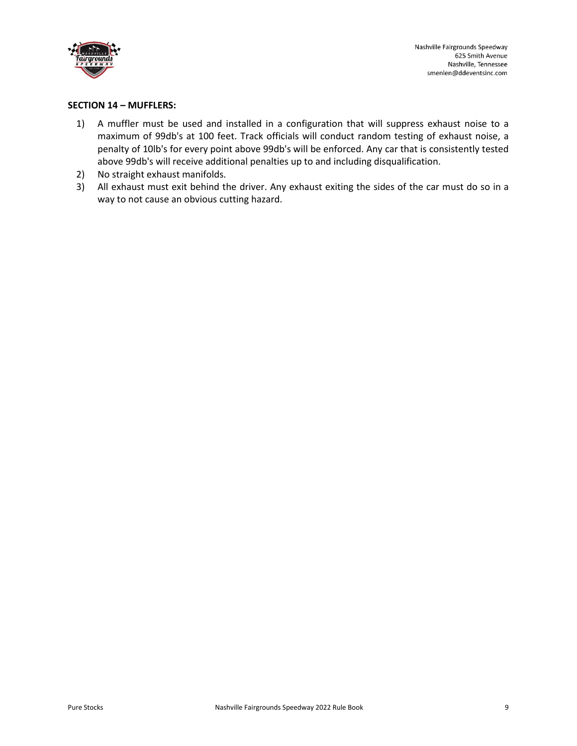**SECTION 14 – MUFFLERS:**

1) A muffler must be used and installed in a configuration that will suppress exhaust noise to a maximum of 99db's at 100 feet. Track officials will conduct random testing of exhaust noise, a penalty of 10lb's for every point above 99db's will be enforced. Any car that is consistently tested above 99db's will receive additional penalties up to and including disqualification.
2) No straight exhaust manifolds.
3) All exhaust must exit behind the driver. Any exhaust exiting the sides of the car must do so in a way to not cause an obvious cutting hazard.